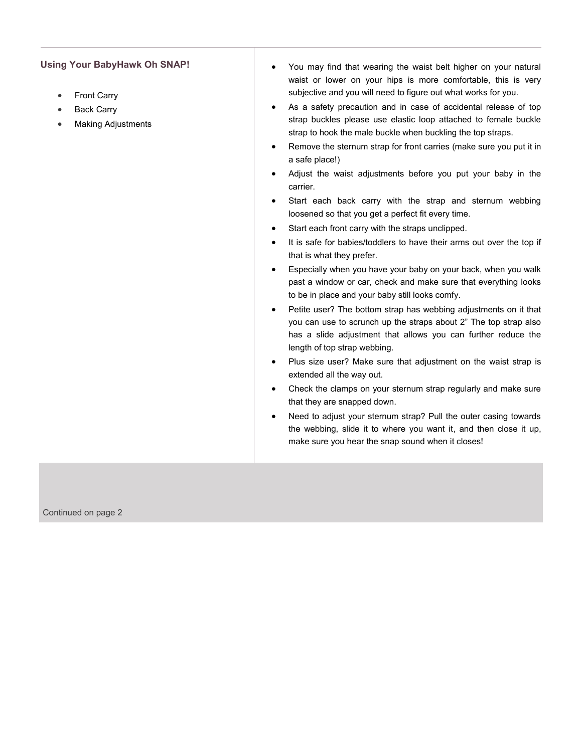## Using Your BabyHawk Oh SNAP!

- Front Carry
- Back Carry
- Making Adjustments

- You may find that wearing the waist belt higher on your natural waist or lower on your hips is more comfortable, this is very subjective and you will need to figure out what works for you.
- As a safety precaution and in case of accidental release of top strap buckles please use elastic loop attached to female buckle strap to hook the male buckle when buckling the top straps.
- Remove the sternum strap for front carries (make sure you put it in a safe place!)
- Adjust the waist adjustments before you put your baby in the carrier.
- Start each back carry with the strap and sternum webbing loosened so that you get a perfect fit every time.
- Start each front carry with the straps unclipped.
- It is safe for babies/toddlers to have their arms out over the top if that is what they prefer.
- Especially when you have your baby on your back, when you walk past a window or car, check and make sure that everything looks to be in place and your baby still looks comfy.
- Petite user? The bottom strap has webbing adjustments on it that you can use to scrunch up the straps about 2" The top strap also has a slide adjustment that allows you can further reduce the length of top strap webbing.
- Plus size user? Make sure that adjustment on the waist strap is extended all the way out.
- Check the clamps on your sternum strap regularly and make sure that they are snapped down.
- Need to adjust your sternum strap? Pull the outer casing towards the webbing, slide it to where you want it, and then close it up, make sure you hear the snap sound when it closes!

Continued on page 2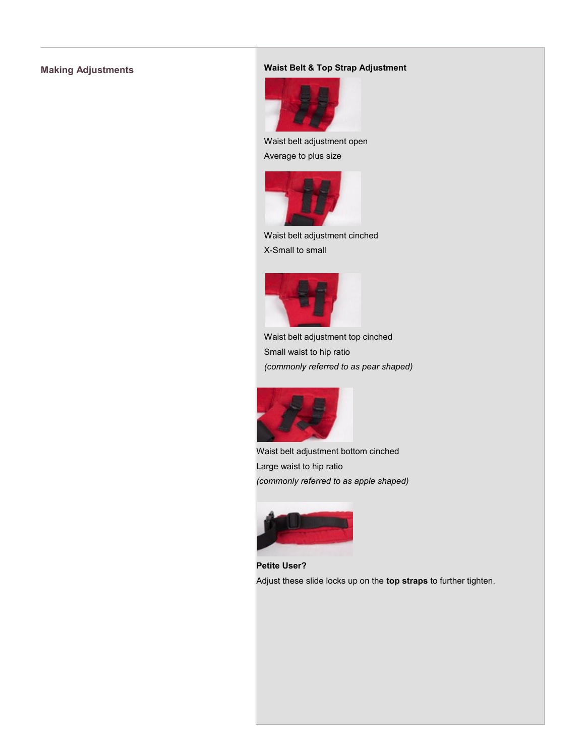## Making Adjustments

### Waist Belt & Top Strap Adjustment

Waist belt adjustment open
Average to plus size

Waist belt adjustment cinched
X-Small to small

Waist belt adjustment top cinched
Small waist to hip ratio
*(commonly referred to as pear shaped)*

Waist belt adjustment bottom cinched
Large waist to hip ratio
*(commonly referred to as apple shaped)*

**Petite User?**
Adjust these slide locks up on the **top straps** to further tighten.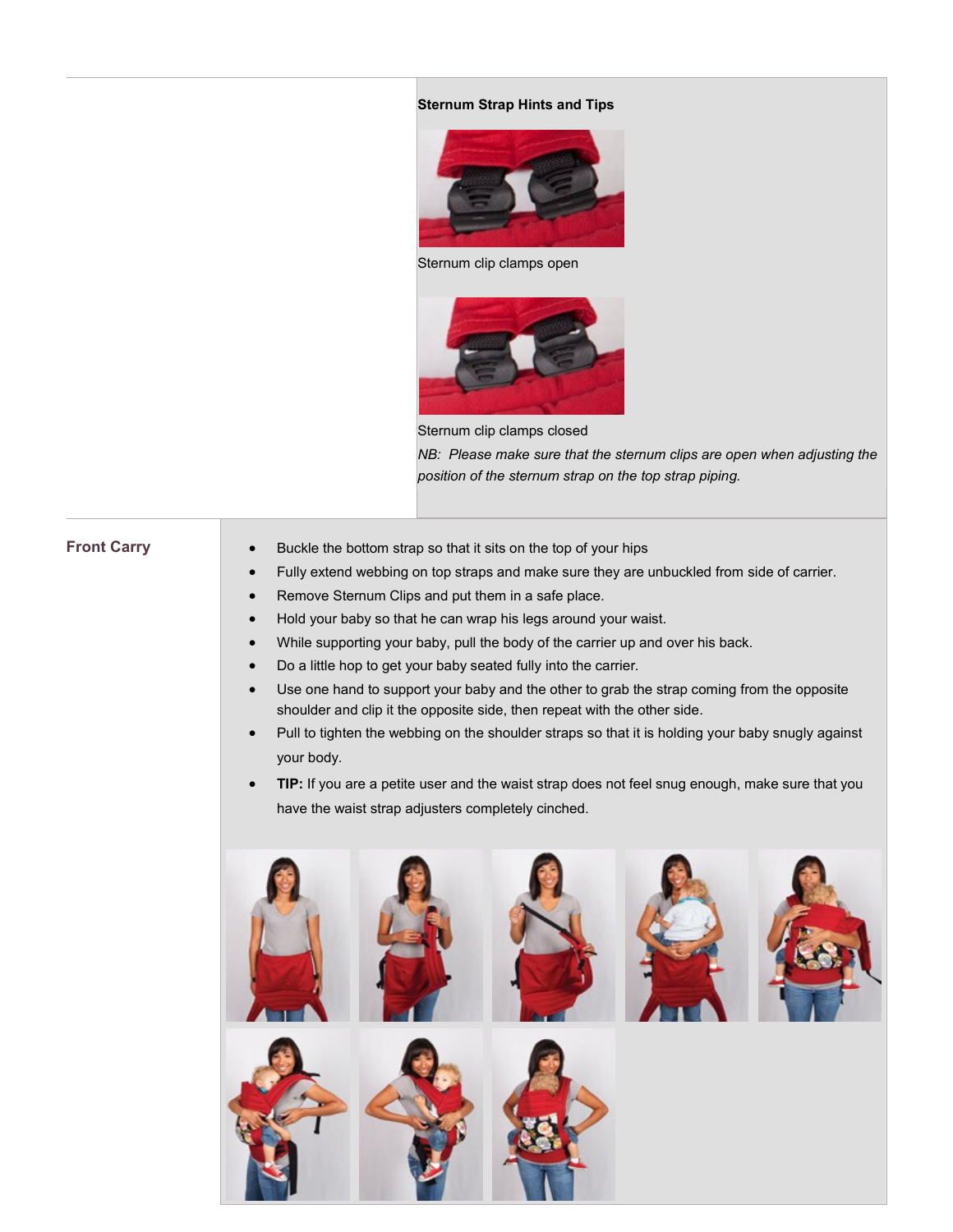**Sternum Strap Hints and Tips**

Sternum clip clamps open

Sternum clip clamps closed

*NB: Please make sure that the sternum clips are open when adjusting the position of the sternum strap on the top strap piping.*

## Front Carry

- Buckle the bottom strap so that it sits on the top of your hips
- Fully extend webbing on top straps and make sure they are unbuckled from side of carrier.
- Remove Sternum Clips and put them in a safe place.
- Hold your baby so that he can wrap his legs around your waist.
- While supporting your baby, pull the body of the carrier up and over his back.
- Do a little hop to get your baby seated fully into the carrier.
- Use one hand to support your baby and the other to grab the strap coming from the opposite shoulder and clip it the opposite side, then repeat with the other side.
- Pull to tighten the webbing on the shoulder straps so that it is holding your baby snugly against your body.
- **TIP:** If you are a petite user and the waist strap does not feel snug enough, make sure that you have the waist strap adjusters completely cinched.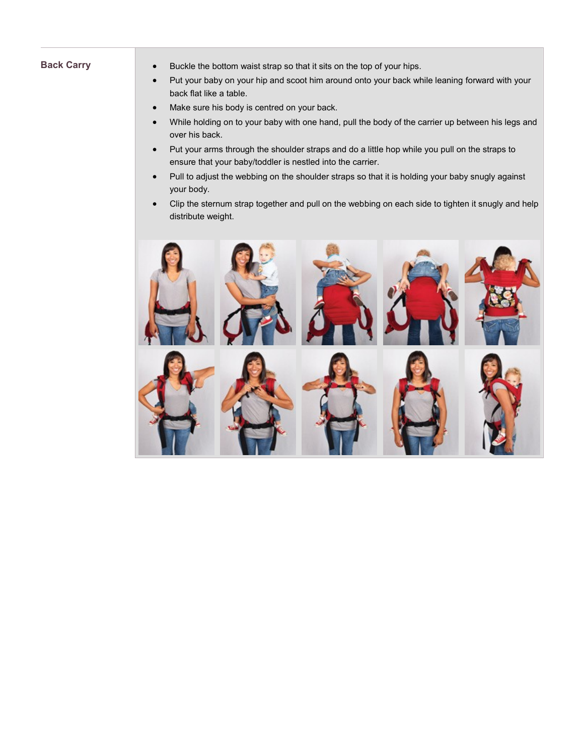## Back Carry

- Buckle the bottom waist strap so that it sits on the top of your hips.
- Put your baby on your hip and scoot him around onto your back while leaning forward with your back flat like a table.
- Make sure his body is centred on your back.
- While holding on to your baby with one hand, pull the body of the carrier up between his legs and over his back.
- Put your arms through the shoulder straps and do a little hop while you pull on the straps to ensure that your baby/toddler is nestled into the carrier.
- Pull to adjust the webbing on the shoulder straps so that it is holding your baby snugly against your body.
- Clip the sternum strap together and pull on the webbing on each side to tighten it snugly and help distribute weight.